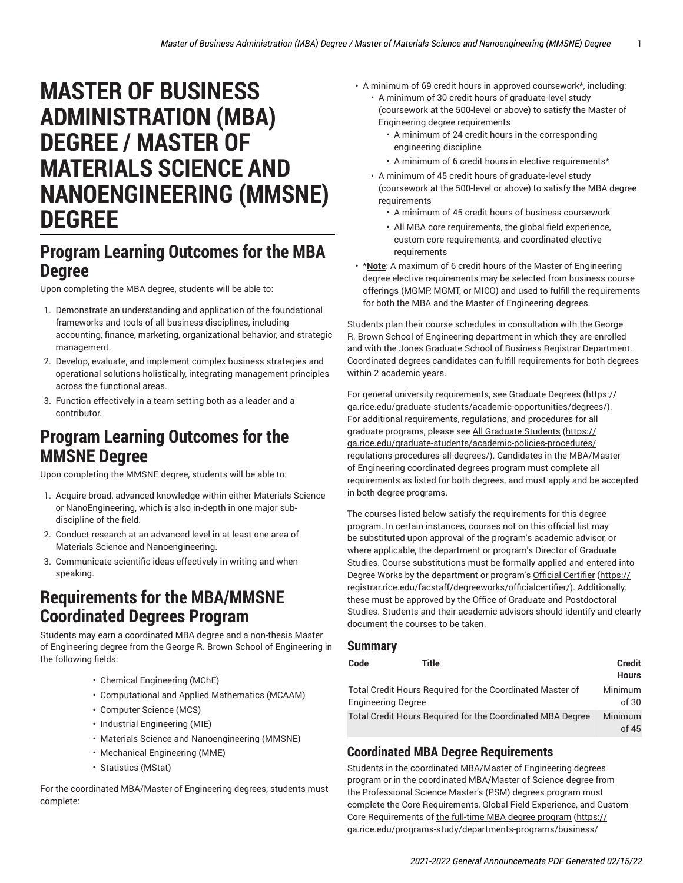# MASTER OF BUSINESS ADMINISTRATION (MBA) DEGREE / MASTER OF MATERIALS SCIENCE AND NANOENGINEERING (MMSNE) DEGREE

## Program Learning Outcomes for the MBA Degree

Upon completing the MBA degree, students will be able to:

1. Demonstrate an understanding and application of the foundational frameworks and tools of all business disciplines, including accounting, finance, marketing, organizational behavior, and strategic management.
2. Develop, evaluate, and implement complex business strategies and operational solutions holistically, integrating management principles across the functional areas.
3. Function effectively in a team setting both as a leader and a contributor.

## Program Learning Outcomes for the MMSNE Degree

Upon completing the MMSNE degree, students will be able to:

1. Acquire broad, advanced knowledge within either Materials Science or NanoEngineering, which is also in-depth in one major sub-discipline of the field.
2. Conduct research at an advanced level in at least one area of Materials Science and Nanoengineering.
3. Communicate scientific ideas effectively in writing and when speaking.

## Requirements for the MBA/MMSNE Coordinated Degrees Program

Students may earn a coordinated MBA degree and a non-thesis Master of Engineering degree from the George R. Brown School of Engineering in the following fields:

- Chemical Engineering (MChE)
- Computational and Applied Mathematics (MCAAM)
- Computer Science (MCS)
- Industrial Engineering (MIE)
- Materials Science and Nanoengineering (MMSNE)
- Mechanical Engineering (MME)
- Statistics (MStat)

For the coordinated MBA/Master of Engineering degrees, students must complete:

- A minimum of 69 credit hours in approved coursework*, including:
  - A minimum of 30 credit hours of graduate-level study (coursework at the 500-level or above) to satisfy the Master of Engineering degree requirements
    - A minimum of 24 credit hours in the corresponding engineering discipline
    - A minimum of 6 credit hours in elective requirements*
  - A minimum of 45 credit hours of graduate-level study (coursework at the 500-level or above) to satisfy the MBA degree requirements
    - A minimum of 45 credit hours of business coursework
    - All MBA core requirements, the global field experience, custom core requirements, and coordinated elective requirements
- ***Note**: A maximum of 6 credit hours of the Master of Engineering degree elective requirements may be selected from business course offerings (MGMP, MGMT, or MICO) and used to fulfill the requirements for both the MBA and the Master of Engineering degrees.

Students plan their course schedules in consultation with the George R. Brown School of Engineering department in which they are enrolled and with the Jones Graduate School of Business Registrar Department. Coordinated degrees candidates can fulfill requirements for both degrees within 2 academic years.

For general university requirements, see Graduate Degrees (https://ga.rice.edu/graduate-students/academic-opportunities/degrees/). For additional requirements, regulations, and procedures for all graduate programs, please see All Graduate Students (https://ga.rice.edu/graduate-students/academic-policies-procedures/regulations-procedures-all-degrees/). Candidates in the MBA/Master of Engineering coordinated degrees program must complete all requirements as listed for both degrees, and must apply and be accepted in both degree programs.

The courses listed below satisfy the requirements for this degree program. In certain instances, courses not on this official list may be substituted upon approval of the program's academic advisor, or where applicable, the department or program's Director of Graduate Studies. Course substitutions must be formally applied and entered into Degree Works by the department or program's Official Certifier (https://registrar.rice.edu/facstaff/degreeworks/officialcertifier/). Additionally, these must be approved by the Office of Graduate and Postdoctoral Studies. Students and their academic advisors should identify and clearly document the courses to be taken.

### Summary

| Code | Title | Credit Hours |
|---|---|---|
| Total Credit Hours Required for the Coordinated Master of Engineering Degree | | Minimum of 30 |
| Total Credit Hours Required for the Coordinated MBA Degree | | Minimum of 45 |

### Coordinated MBA Degree Requirements

Students in the coordinated MBA/Master of Engineering degrees program or in the coordinated MBA/Master of Science degree from the Professional Science Master's (PSM) degrees program must complete the Core Requirements, Global Field Experience, and Custom Core Requirements of the full-time MBA degree program (https://ga.rice.edu/programs-study/departments-programs/business/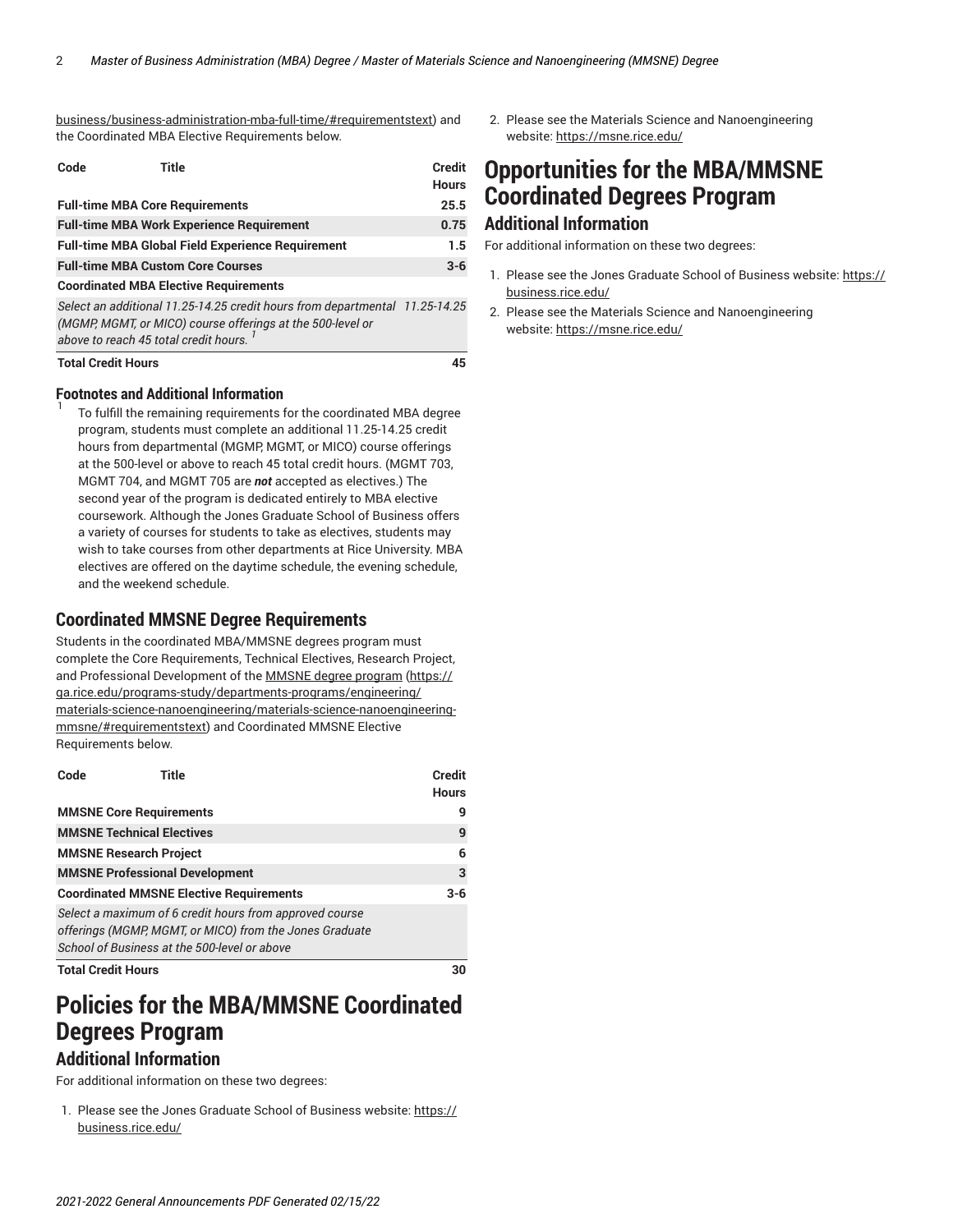business/business-administration-mba-full-time/#requirementstext) and the Coordinated MBA Elective Requirements below.

| Code | Title | Credit Hours |
|---|---|---|
| **Full-time MBA Core Requirements** | | **25.5** |
| **Full-time MBA Work Experience Requirement** | | **0.75** |
| **Full-time MBA Global Field Experience Requirement** | | **1.5** |
| **Full-time MBA Custom Core Courses** | | **3-6** |
| **Coordinated MBA Elective Requirements** | | |
| *Select an additional 11.25-14.25 credit hours from departmental (MGMP, MGMT, or MICO) course offerings at the 500-level or above to reach 45 total credit hours.* [1] | | *11.25-14.25* |
| **Total Credit Hours** | | **45** |

### Footnotes and Additional Information

[1] To fulfill the remaining requirements for the coordinated MBA degree program, students must complete an additional 11.25-14.25 credit hours from departmental (MGMP, MGMT, or MICO) course offerings at the 500-level or above to reach 45 total credit hours. (MGMT 703, MGMT 704, and MGMT 705 are ***not*** accepted as electives.) The second year of the program is dedicated entirely to MBA elective coursework. Although the Jones Graduate School of Business offers a variety of courses for students to take as electives, students may wish to take courses from other departments at Rice University. MBA electives are offered on the daytime schedule, the evening schedule, and the weekend schedule.

## Coordinated MMSNE Degree Requirements

Students in the coordinated MBA/MMSNE degrees program must complete the Core Requirements, Technical Electives, Research Project, and Professional Development of the MMSNE degree program (https://ga.rice.edu/programs-study/departments-programs/engineering/materials-science-nanoengineering/materials-science-nanoengineering-mmsne/#requirementstext) and Coordinated MMSNE Elective Requirements below.

| Code | Title | Credit Hours |
|---|---|---|
| **MMSNE Core Requirements** | | **9** |
| **MMSNE Technical Electives** | | **9** |
| **MMSNE Research Project** | | **6** |
| **MMSNE Professional Development** | | **3** |
| **Coordinated MMSNE Elective Requirements** | | **3-6** |
| *Select a maximum of 6 credit hours from approved course offerings (MGMP, MGMT, or MICO) from the Jones Graduate School of Business at the 500-level or above* | | |
| **Total Credit Hours** | | **30** |

# Policies for the MBA/MMSNE Coordinated Degrees Program

## Additional Information

For additional information on these two degrees:

1. Please see the Jones Graduate School of Business website: https://business.rice.edu/
2. Please see the Materials Science and Nanoengineering website: https://msne.rice.edu/

# Opportunities for the MBA/MMSNE Coordinated Degrees Program

## Additional Information

For additional information on these two degrees:

1. Please see the Jones Graduate School of Business website: https://business.rice.edu/
2. Please see the Materials Science and Nanoengineering website: https://msne.rice.edu/